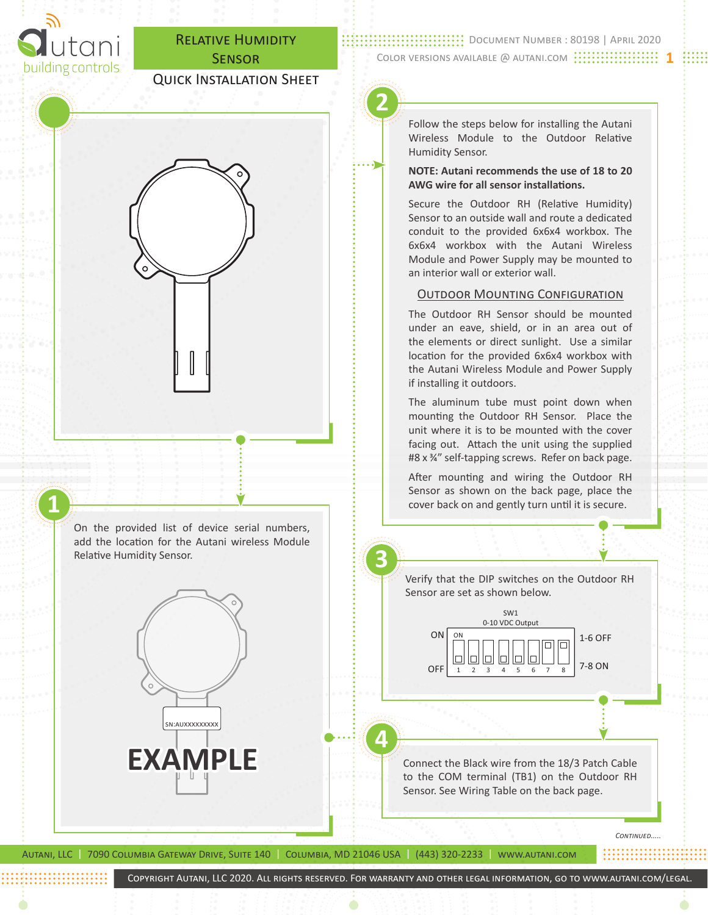# Relative Humidity Sensor

## Quick Installation Sheet

Document Number : 80198 | April 2020

Color versions available @ autani.com

## 1

On the provided list of device serial numbers, add the location for the Autani wireless Module Relative Humidity Sensor.

SN:AUXXXXXXXXX

**EXAMPLE**

## 2

Follow the steps below for installing the Autani Wireless Module to the Outdoor Relative Humidity Sensor.

**NOTE: Autani recommends the use of 18 to 20 AWG wire for all sensor installations.**

Secure the Outdoor RH (Relative Humidity) Sensor to an outside wall and route a dedicated conduit to the provided 6x6x4 workbox. The 6x6x4 workbox with the Autani Wireless Module and Power Supply may be mounted to an interior wall or exterior wall.

### Outdoor Mounting Configuration

The Outdoor RH Sensor should be mounted under an eave, shield, or in an area out of the elements or direct sunlight. Use a similar location for the provided 6x6x4 workbox with the Autani Wireless Module and Power Supply if installing it outdoors.

The aluminum tube must point down when mounting the Outdoor RH Sensor. Place the unit where it is to be mounted with the cover facing out. Attach the unit using the supplied #8 x ¾" self-tapping screws. Refer on back page.

After mounting and wiring the Outdoor RH Sensor as shown on the back page, place the cover back on and gently turn until it is secure.

## 3

Verify that the DIP switches on the Outdoor RH Sensor are set as shown below.

SW1
0-10 VDC Output

| Switch | 1 | 2 | 3 | 4 | 5 | 6 | 7 | 8 |
|---|---|---|---|---|---|---|---|---|
| Position | OFF | OFF | OFF | OFF | OFF | OFF | ON | ON |

1-6 OFF
7-8 ON

## 4

Connect the Black wire from the 18/3 Patch Cable to the COM terminal (TB1) on the Outdoor RH Sensor. See Wiring Table on the back page.

*Continued.....*

Autani, LLC | 7090 Columbia Gateway Drive, Suite 140 | Columbia, MD 21046 USA | (443) 320-2233 | www.autani.com

Copyright Autani, LLC 2020. All rights reserved. For warranty and other legal information, go to www.autani.com/legal.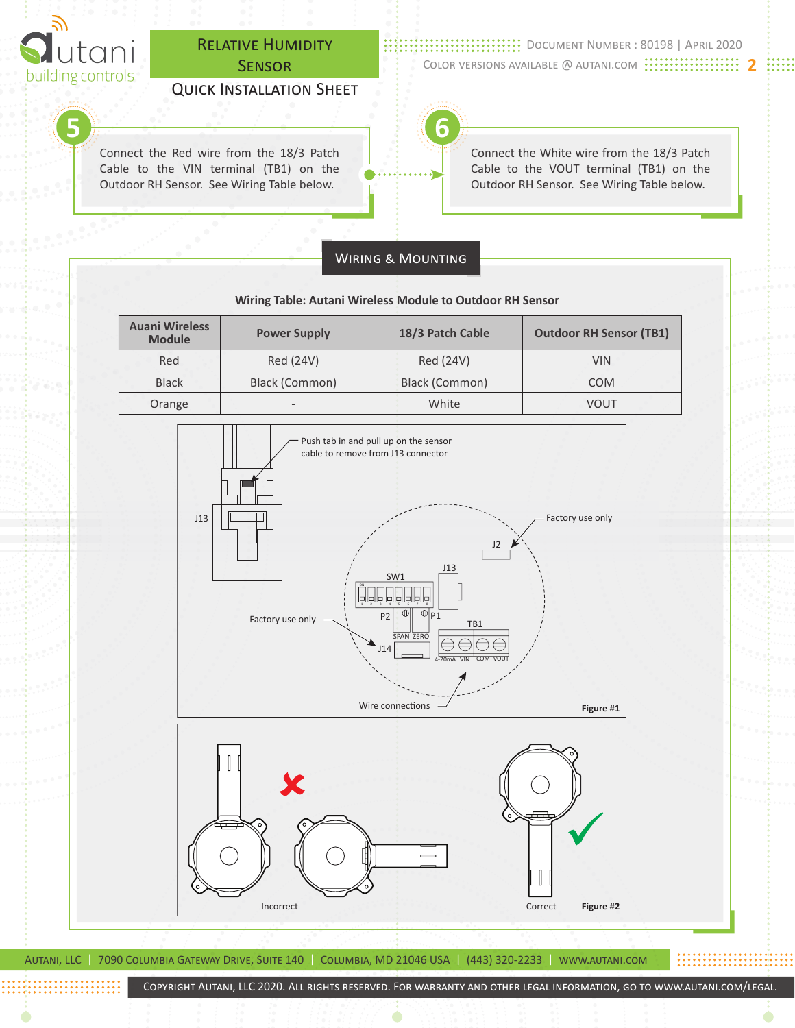# Relative Humidity Sensor

## Quick Installation Sheet

Document Number : 80198 | April 2020

Color versions available @ autani.com

**5** Connect the Red wire from the 18/3 Patch Cable to the VIN terminal (TB1) on the Outdoor RH Sensor. See Wiring Table below.

**6** Connect the White wire from the 18/3 Patch Cable to the VOUT terminal (TB1) on the Outdoor RH Sensor. See Wiring Table below.

## Wiring & Mounting

**Wiring Table: Autani Wireless Module to Outdoor RH Sensor**

| Auani Wireless Module | Power Supply | 18/3 Patch Cable | Outdoor RH Sensor (TB1) |
|---|---|---|---|
| Red | Red (24V) | Red (24V) | VIN |
| Black | Black (Common) | Black (Common) | COM |
| Orange | - | White | VOUT |

Push tab in and pull up on the sensor cable to remove from J13 connector

J13

Factory use only

J2

J13

SW1

P2

P1

SPAN ZERO

TB1

J14

4-20mA VIN COM VOUT

Factory use only

Wire connections

**Figure #1**

Incorrect

Correct

**Figure #2**

Autani, LLC | 7090 Columbia Gateway Drive, Suite 140 | Columbia, MD 21046 USA | (443) 320-2233 | www.autani.com

Copyright Autani, LLC 2020. All rights reserved. For warranty and other legal information, go to www.autani.com/legal.